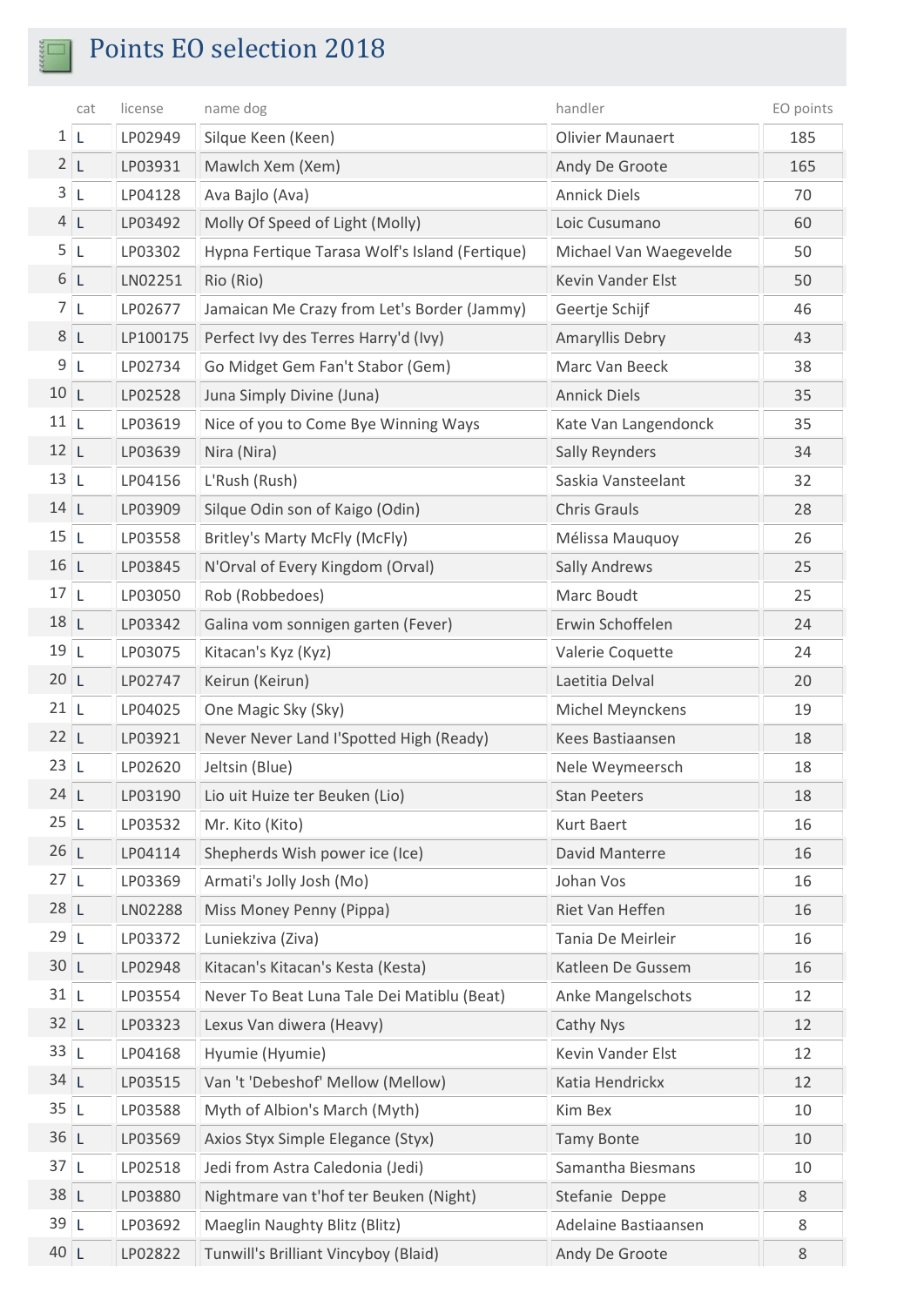# Points EO selection 2018

| | cat | license | name dog | handler | EO points |
|---|---|---|---|---|---|
| 1 | L | LP02949 | Silque Keen (Keen) | Olivier Maunaert | 185 |
| 2 | L | LP03931 | Mawlch Xem (Xem) | Andy De Groote | 165 |
| 3 | L | LP04128 | Ava Bajlo (Ava) | Annick Diels | 70 |
| 4 | L | LP03492 | Molly Of Speed of Light (Molly) | Loic Cusumano | 60 |
| 5 | L | LP03302 | Hypna Fertique Tarasa Wolf's Island (Fertique) | Michael Van Waegevelde | 50 |
| 6 | L | LN02251 | Rio (Rio) | Kevin Vander Elst | 50 |
| 7 | L | LP02677 | Jamaican Me Crazy from Let's Border (Jammy) | Geertje Schijf | 46 |
| 8 | L | LP100175 | Perfect Ivy des Terres Harry'd (Ivy) | Amaryllis Debry | 43 |
| 9 | L | LP02734 | Go Midget Gem Fan't Stabor (Gem) | Marc Van Beeck | 38 |
| 10 | L | LP02528 | Juna Simply Divine (Juna) | Annick Diels | 35 |
| 11 | L | LP03619 | Nice of you to Come Bye Winning Ways | Kate Van Langendonck | 35 |
| 12 | L | LP03639 | Nira (Nira) | Sally Reynders | 34 |
| 13 | L | LP04156 | L'Rush (Rush) | Saskia Vansteelant | 32 |
| 14 | L | LP03909 | Silque Odin son of Kaigo (Odin) | Chris Grauls | 28 |
| 15 | L | LP03558 | Britley's Marty McFly (McFly) | Mélissa Mauquoy | 26 |
| 16 | L | LP03845 | N'Orval of Every Kingdom (Orval) | Sally Andrews | 25 |
| 17 | L | LP03050 | Rob (Robbedoes) | Marc Boudt | 25 |
| 18 | L | LP03342 | Galina vom sonnigen garten (Fever) | Erwin Schoffelen | 24 |
| 19 | L | LP03075 | Kitacan's Kyz (Kyz) | Valerie Coquette | 24 |
| 20 | L | LP02747 | Keirun (Keirun) | Laetitia Delval | 20 |
| 21 | L | LP04025 | One Magic Sky (Sky) | Michel Meynckens | 19 |
| 22 | L | LP03921 | Never Never Land I'Spotted High (Ready) | Kees Bastiaansen | 18 |
| 23 | L | LP02620 | Jeltsin (Blue) | Nele Weymeersch | 18 |
| 24 | L | LP03190 | Lio uit Huize ter Beuken (Lio) | Stan Peeters | 18 |
| 25 | L | LP03532 | Mr. Kito (Kito) | Kurt Baert | 16 |
| 26 | L | LP04114 | Shepherds Wish power ice (Ice) | David Manterre | 16 |
| 27 | L | LP03369 | Armati's Jolly Josh (Mo) | Johan Vos | 16 |
| 28 | L | LN02288 | Miss Money Penny (Pippa) | Riet Van Heffen | 16 |
| 29 | L | LP03372 | Luniekziva (Ziva) | Tania De Meirleir | 16 |
| 30 | L | LP02948 | Kitacan's Kitacan's Kesta (Kesta) | Katleen De Gussem | 16 |
| 31 | L | LP03554 | Never To Beat Luna Tale Dei Matiblu (Beat) | Anke Mangelschots | 12 |
| 32 | L | LP03323 | Lexus Van diwera (Heavy) | Cathy Nys | 12 |
| 33 | L | LP04168 | Hyumie (Hyumie) | Kevin Vander Elst | 12 |
| 34 | L | LP03515 | Van 't 'Debeshof' Mellow (Mellow) | Katia Hendrickx | 12 |
| 35 | L | LP03588 | Myth of Albion's March (Myth) | Kim Bex | 10 |
| 36 | L | LP03569 | Axios Styx Simple Elegance (Styx) | Tamy Bonte | 10 |
| 37 | L | LP02518 | Jedi from Astra Caledonia (Jedi) | Samantha Biesmans | 10 |
| 38 | L | LP03880 | Nightmare van t'hof ter Beuken (Night) | Stefanie Deppe | 8 |
| 39 | L | LP03692 | Maeglin Naughty Blitz (Blitz) | Adelaine Bastiaansen | 8 |
| 40 | L | LP02822 | Tunwill's Brilliant Vincyboy (Blaid) | Andy De Groote | 8 |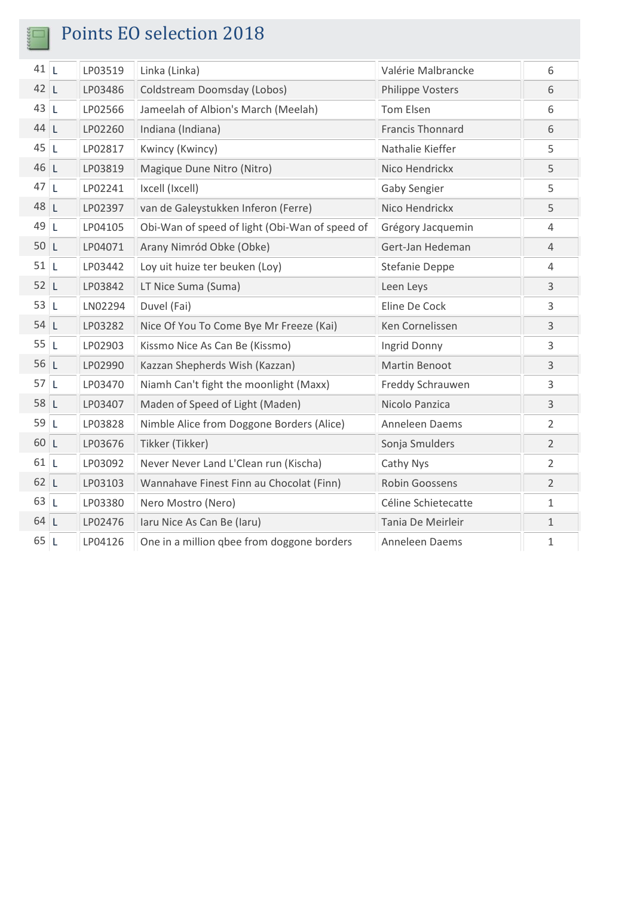# Points EO selection 2018

| | | | | | |
|---|---|---|---|---|---|
| 41 | L | LP03519 | Linka (Linka) | Valérie Malbrancke | 6 |
| 42 | L | LP03486 | Coldstream Doomsday (Lobos) | Philippe Vosters | 6 |
| 43 | L | LP02566 | Jameelah of Albion's March (Meelah) | Tom Elsen | 6 |
| 44 | L | LP02260 | Indiana (Indiana) | Francis Thonnard | 6 |
| 45 | L | LP02817 | Kwincy (Kwincy) | Nathalie Kieffer | 5 |
| 46 | L | LP03819 | Magique Dune Nitro (Nitro) | Nico Hendrickx | 5 |
| 47 | L | LP02241 | Ixcell (Ixcell) | Gaby Sengier | 5 |
| 48 | L | LP02397 | van de Galeystukken Inferon (Ferre) | Nico Hendrickx | 5 |
| 49 | L | LP04105 | Obi-Wan of speed of light (Obi-Wan of speed of | Grégory Jacquemin | 4 |
| 50 | L | LP04071 | Arany Nimród Obke (Obke) | Gert-Jan Hedeman | 4 |
| 51 | L | LP03442 | Loy uit huize ter beuken (Loy) | Stefanie Deppe | 4 |
| 52 | L | LP03842 | LT Nice Suma (Suma) | Leen Leys | 3 |
| 53 | L | LN02294 | Duvel (Fai) | Eline De Cock | 3 |
| 54 | L | LP03282 | Nice Of You To Come Bye Mr Freeze (Kai) | Ken Cornelissen | 3 |
| 55 | L | LP02903 | Kissmo Nice As Can Be (Kissmo) | Ingrid Donny | 3 |
| 56 | L | LP02990 | Kazzan Shepherds Wish (Kazzan) | Martin Benoot | 3 |
| 57 | L | LP03470 | Niamh Can't fight the moonlight (Maxx) | Freddy Schrauwen | 3 |
| 58 | L | LP03407 | Maden of Speed of Light (Maden) | Nicolo Panzica | 3 |
| 59 | L | LP03828 | Nimble Alice from Doggone Borders (Alice) | Anneleen Daems | 2 |
| 60 | L | LP03676 | Tikker (Tikker) | Sonja Smulders | 2 |
| 61 | L | LP03092 | Never Never Land L'Clean run (Kischa) | Cathy Nys | 2 |
| 62 | L | LP03103 | Wannahave Finest Finn au Chocolat (Finn) | Robin Goossens | 2 |
| 63 | L | LP03380 | Nero Mostro (Nero) | Céline Schietecatte | 1 |
| 64 | L | LP02476 | Iaru Nice As Can Be (Iaru) | Tania De Meirleir | 1 |
| 65 | L | LP04126 | One in a million qbee from doggone borders | Anneleen Daems | 1 |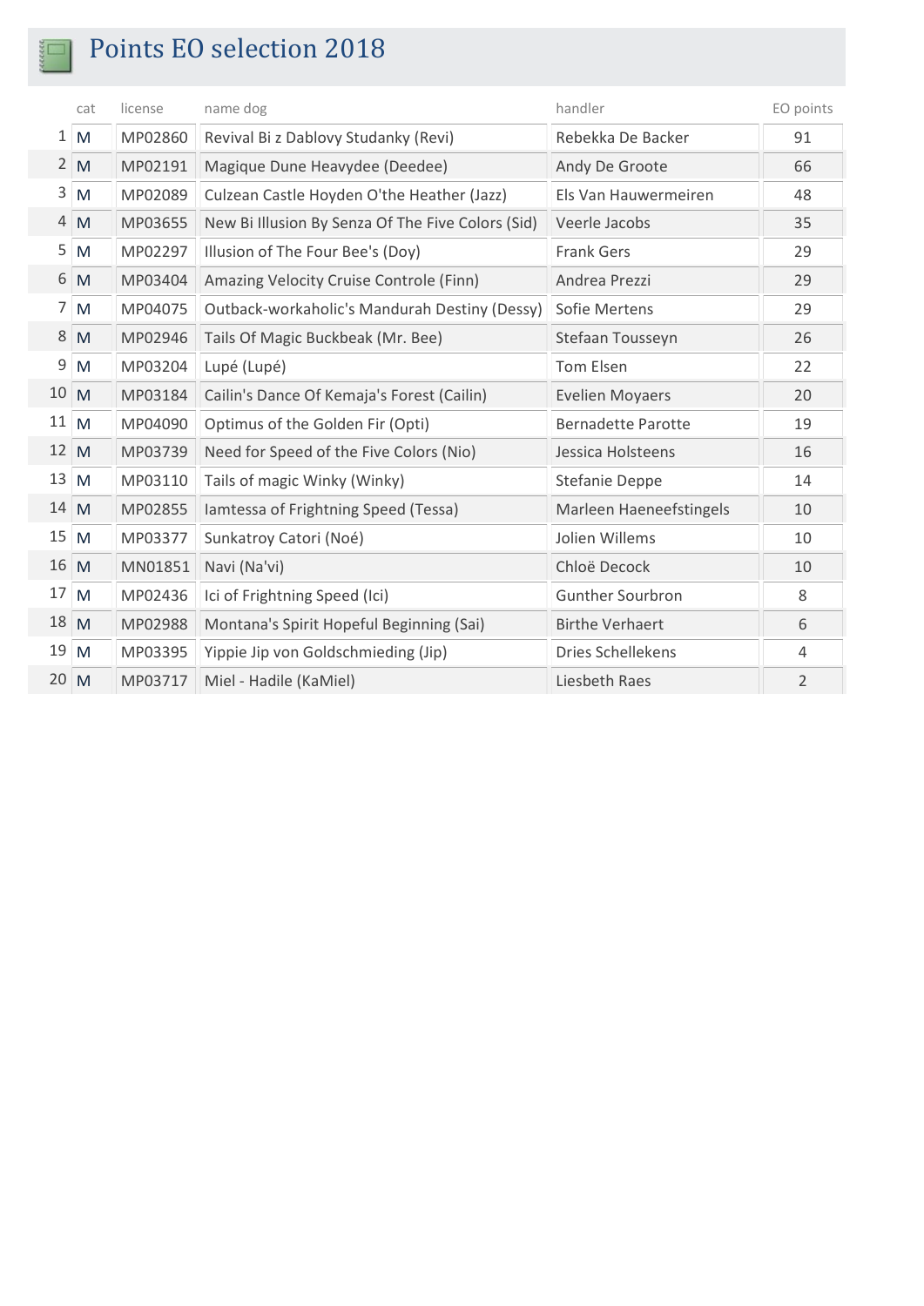# Points EO selection 2018

| | cat | license | name dog | handler | EO points |
|---|---|---|---|---|---|
| 1 | M | MP02860 | Revival Bi z Dablovy Studanky (Revi) | Rebekka De Backer | 91 |
| 2 | M | MP02191 | Magique Dune Heavydee (Deedee) | Andy De Groote | 66 |
| 3 | M | MP02089 | Culzean Castle Hoyden O'the Heather (Jazz) | Els Van Hauwermeiren | 48 |
| 4 | M | MP03655 | New Bi Illusion By Senza Of The Five Colors (Sid) | Veerle Jacobs | 35 |
| 5 | M | MP02297 | Illusion of The Four Bee's (Doy) | Frank Gers | 29 |
| 6 | M | MP03404 | Amazing Velocity Cruise Controle (Finn) | Andrea Prezzi | 29 |
| 7 | M | MP04075 | Outback-workaholic's Mandurah Destiny (Dessy) | Sofie Mertens | 29 |
| 8 | M | MP02946 | Tails Of Magic Buckbeak (Mr. Bee) | Stefaan Tousseyn | 26 |
| 9 | M | MP03204 | Lupé (Lupé) | Tom Elsen | 22 |
| 10 | M | MP03184 | Cailin's Dance Of Kemaja's Forest (Cailin) | Evelien Moyaers | 20 |
| 11 | M | MP04090 | Optimus of the Golden Fir (Opti) | Bernadette Parotte | 19 |
| 12 | M | MP03739 | Need for Speed of the Five Colors (Nio) | Jessica Holsteens | 16 |
| 13 | M | MP03110 | Tails of magic Winky (Winky) | Stefanie Deppe | 14 |
| 14 | M | MP02855 | Iamtessa of Frightning Speed (Tessa) | Marleen Haeneefstingels | 10 |
| 15 | M | MP03377 | Sunkatroy Catori (Noé) | Jolien Willems | 10 |
| 16 | M | MN01851 | Navi (Na'vi) | Chloë Decock | 10 |
| 17 | M | MP02436 | Ici of Frightning Speed (Ici) | Gunther Sourbron | 8 |
| 18 | M | MP02988 | Montana's Spirit Hopeful Beginning (Sai) | Birthe Verhaert | 6 |
| 19 | M | MP03395 | Yippie Jip von Goldschmieding (Jip) | Dries Schellekens | 4 |
| 20 | M | MP03717 | Miel - Hadile (KaMiel) | Liesbeth Raes | 2 |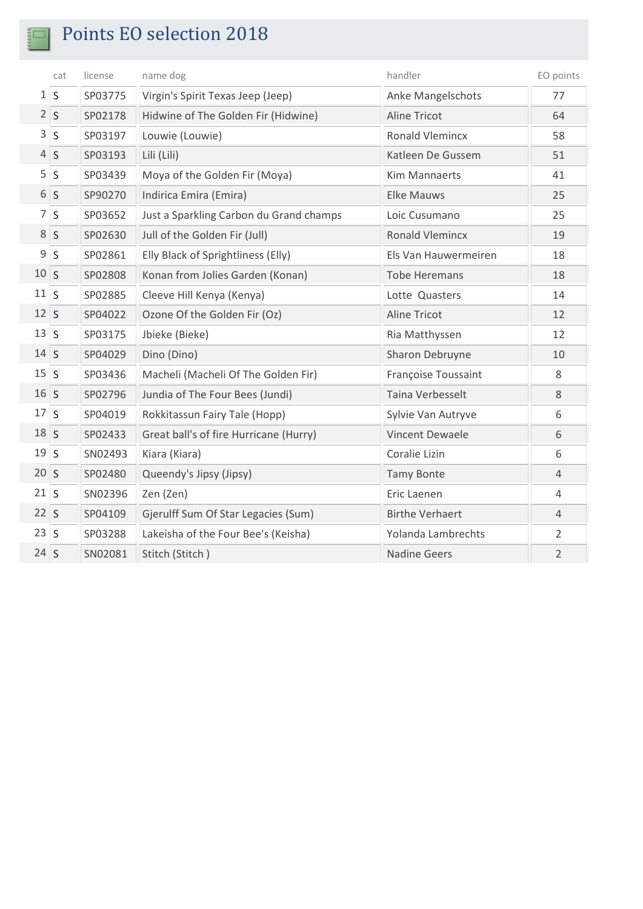# Points EO selection 2018

| | cat | license | name dog | handler | EO points |
|---|---|---|---|---|---|
| 1 | S | SP03775 | Virgin's Spirit Texas Jeep (Jeep) | Anke Mangelschots | 77 |
| 2 | S | SP02178 | Hidwine of The Golden Fir (Hidwine) | Aline Tricot | 64 |
| 3 | S | SP03197 | Louwie (Louwie) | Ronald Vlemincx | 58 |
| 4 | S | SP03193 | Lili (Lili) | Katleen De Gussem | 51 |
| 5 | S | SP03439 | Moya of the Golden Fir (Moya) | Kim Mannaerts | 41 |
| 6 | S | SP90270 | Indirica Emira (Emira) | Elke Mauws | 25 |
| 7 | S | SP03652 | Just a Sparkling Carbon du Grand champs | Loic Cusumano | 25 |
| 8 | S | SP02630 | Jull of the Golden Fir (Jull) | Ronald Vlemincx | 19 |
| 9 | S | SP02861 | Elly Black of Sprightliness (Elly) | Els Van Hauwermeiren | 18 |
| 10 | S | SP02808 | Konan from Jolies Garden (Konan) | Tobe Heremans | 18 |
| 11 | S | SP02885 | Cleeve Hill Kenya (Kenya) | Lotte  Quasters | 14 |
| 12 | S | SP04022 | Ozone Of the Golden Fir (Oz) | Aline Tricot | 12 |
| 13 | S | SP03175 | Jbieke (Bieke) | Ria Matthyssen | 12 |
| 14 | S | SP04029 | Dino (Dino) | Sharon Debruyne | 10 |
| 15 | S | SP03436 | Macheli (Macheli Of The Golden Fir) | Françoise Toussaint | 8 |
| 16 | S | SP02796 | Jundia of The Four Bees (Jundi) | Taina Verbesselt | 8 |
| 17 | S | SP04019 | Rokkitassun Fairy Tale (Hopp) | Sylvie Van Autryve | 6 |
| 18 | S | SP02433 | Great ball's of fire Hurricane (Hurry) | Vincent Dewaele | 6 |
| 19 | S | SN02493 | Kiara (Kiara) | Coralie Lizin | 6 |
| 20 | S | SP02480 | Queendy's Jipsy (Jipsy) | Tamy Bonte | 4 |
| 21 | S | SN02396 | Zen (Zen) | Eric Laenen | 4 |
| 22 | S | SP04109 | Gjerulff Sum Of Star Legacies (Sum) | Birthe Verhaert | 4 |
| 23 | S | SP03288 | Lakeisha of the Four Bee's (Keisha) | Yolanda Lambrechts | 2 |
| 24 | S | SN02081 | Stitch (Stitch ) | Nadine Geers | 2 |